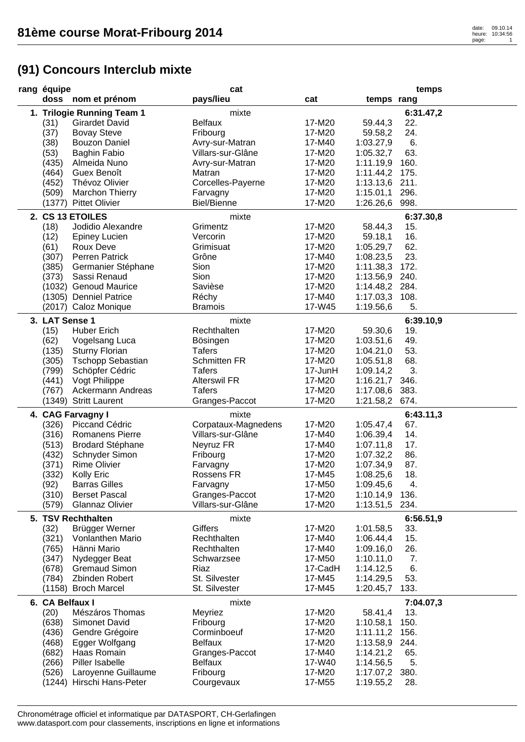# 81ème course Morat-Fribourg 2014

## (91) Concours Interclub mixte

| rang | équipe / doss | nom et prénom | cat / pays/lieu | cat | temps | rang | temps |
|---|---|---|---|---|---|---|---|
| 1. | Trilogie Running Team 1 | | mixte | | | | 6:31.47,2 |
| | (31) | Girardet David | Belfaux | 17-M20 | 59.44,3 | 22. | |
| | (37) | Bovay Steve | Fribourg | 17-M20 | 59.58,2 | 24. | |
| | (38) | Bouzon Daniel | Avry-sur-Matran | 17-M40 | 1:03.27,9 | 6. | |
| | (53) | Baghin Fabio | Villars-sur-Glâne | 17-M20 | 1:05.32,7 | 63. | |
| | (435) | Almeida Nuno | Avry-sur-Matran | 17-M20 | 1:11.19,9 | 160. | |
| | (464) | Guex Benoît | Matran | 17-M20 | 1:11.44,2 | 175. | |
| | (452) | Thévoz Olivier | Corcelles-Payerne | 17-M20 | 1:13.13,6 | 211. | |
| | (509) | Marchon Thierry | Farvagny | 17-M20 | 1:15.01,1 | 296. | |
| | (1377) | Pittet Olivier | Biel/Bienne | 17-M20 | 1:26.26,6 | 998. | |
| 2. | CS 13 ETOILES | | mixte | | | | 6:37.30,8 |
| | (18) | Jodidio Alexandre | Grimentz | 17-M20 | 58.44,3 | 15. | |
| | (12) | Epiney Lucien | Vercorin | 17-M20 | 59.18,1 | 16. | |
| | (61) | Roux Deve | Grimisuat | 17-M20 | 1:05.29,7 | 62. | |
| | (307) | Perren Patrick | Grône | 17-M40 | 1:08.23,5 | 23. | |
| | (385) | Germanier Stéphane | Sion | 17-M20 | 1:11.38,3 | 172. | |
| | (373) | Sassi Renaud | Sion | 17-M20 | 1:13.56,9 | 240. | |
| | (1032) | Genoud Maurice | Savièse | 17-M20 | 1:14.48,2 | 284. | |
| | (1305) | Denniel Patrice | Réchy | 17-M40 | 1:17.03,3 | 108. | |
| | (2017) | Caloz Monique | Bramois | 17-W45 | 1:19.56,6 | 5. | |
| 3. | LAT Sense 1 | | mixte | | | | 6:39.10,9 |
| | (15) | Huber Erich | Rechthalten | 17-M20 | 59.30,6 | 19. | |
| | (62) | Vogelsang Luca | Bösingen | 17-M20 | 1:03.51,6 | 49. | |
| | (135) | Sturny Florian | Tafers | 17-M20 | 1:04.21,0 | 53. | |
| | (305) | Tschopp Sebastian | Schmitten FR | 17-M20 | 1:05.51,8 | 68. | |
| | (799) | Schöpfer Cédric | Tafers | 17-JunH | 1:09.14,2 | 3. | |
| | (441) | Vogt Philippe | Alterswil FR | 17-M20 | 1:16.21,7 | 346. | |
| | (767) | Ackermann Andreas | Tafers | 17-M20 | 1:17.08,6 | 383. | |
| | (1349) | Stritt Laurent | Granges-Paccot | 17-M20 | 1:21.58,2 | 674. | |
| 4. | CAG Farvagny I | | mixte | | | | 6:43.11,3 |
| | (326) | Piccand Cédric | Corpataux-Magnedens | 17-M20 | 1:05.47,4 | 67. | |
| | (316) | Romanens Pierre | Villars-sur-Glâne | 17-M40 | 1:06.39,4 | 14. | |
| | (513) | Brodard Stéphane | Neyruz FR | 17-M40 | 1:07.11,8 | 17. | |
| | (432) | Schnyder Simon | Fribourg | 17-M20 | 1:07.32,2 | 86. | |
| | (371) | Rime Olivier | Farvagny | 17-M20 | 1:07.34,9 | 87. | |
| | (332) | Kolly Eric | Rossens FR | 17-M45 | 1:08.25,6 | 18. | |
| | (92) | Barras Gilles | Farvagny | 17-M50 | 1:09.45,6 | 4. | |
| | (310) | Berset Pascal | Granges-Paccot | 17-M20 | 1:10.14,9 | 136. | |
| | (579) | Glannaz Olivier | Villars-sur-Glâne | 17-M20 | 1:13.51,5 | 234. | |
| 5. | TSV Rechthalten | | mixte | | | | 6:56.51,9 |
| | (32) | Brügger Werner | Giffers | 17-M20 | 1:01.58,5 | 33. | |
| | (321) | Vonlanthen Mario | Rechthalten | 17-M40 | 1:06.44,4 | 15. | |
| | (765) | Hänni Mario | Rechthalten | 17-M40 | 1:09.16,0 | 26. | |
| | (347) | Nydegger Beat | Schwarzsee | 17-M50 | 1:10.11,0 | 7. | |
| | (678) | Gremaud Simon | Riaz | 17-CadH | 1:14.12,5 | 6. | |
| | (784) | Zbinden Robert | St. Silvester | 17-M45 | 1:14.29,5 | 53. | |
| | (1158) | Broch Marcel | St. Silvester | 17-M45 | 1:20.45,7 | 133. | |
| 6. | CA Belfaux I | | mixte | | | | 7:04.07,3 |
| | (20) | Mészáros Thomas | Meyriez | 17-M20 | 58.41,4 | 13. | |
| | (638) | Simonet David | Fribourg | 17-M20 | 1:10.58,1 | 150. | |
| | (436) | Gendre Grégoire | Corminboeuf | 17-M20 | 1:11.11,2 | 156. | |
| | (468) | Egger Wolfgang | Belfaux | 17-M20 | 1:13.58,9 | 244. | |
| | (682) | Haas Romain | Granges-Paccot | 17-M40 | 1:14.21,2 | 65. | |
| | (266) | Piller Isabelle | Belfaux | 17-W40 | 1:14.56,5 | 5. | |
| | (526) | Laroyenne Guillaume | Fribourg | 17-M20 | 1:17.07,2 | 380. | |
| | (1244) | Hirschi Hans-Peter | Courgevaux | 17-M55 | 1:19.55,2 | 28. | |

Chronométrage officiel et informatique par DATASPORT, CH-Gerlafingen
www.datasport.com pour classements, inscriptions en ligne et informations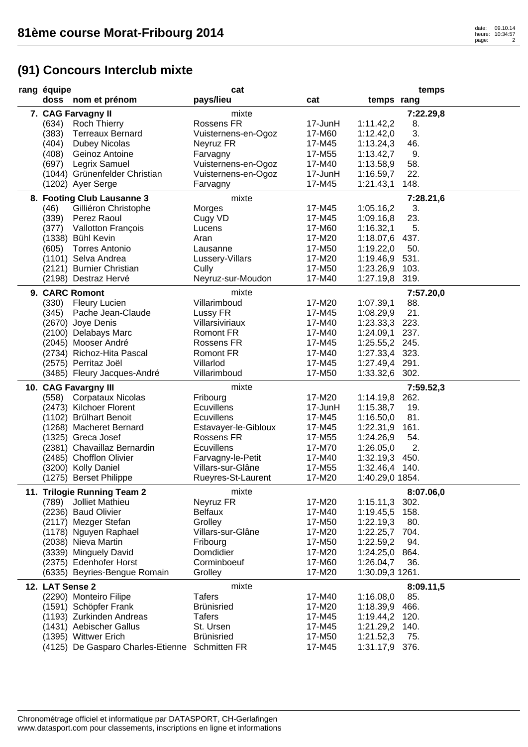# (91) Concours Interclub mixte

| rang | équipe / doss | nom et prénom | cat / pays/lieu | cat | temps | rang | temps |
|---|---|---|---|---|---|---|---|
| 7. | CAG Farvagny II | | mixte | | | | 7:22.29,8 |
| | (634) | Roch Thierry | Rossens FR | 17-JunH | 1:11.42,2 | 8. | |
| | (383) | Terreaux Bernard | Vuisternens-en-Ogoz | 17-M60 | 1:12.42,0 | 3. | |
| | (404) | Dubey Nicolas | Neyruz FR | 17-M45 | 1:13.24,3 | 46. | |
| | (408) | Geinoz Antoine | Farvagny | 17-M55 | 1:13.42,7 | 9. | |
| | (697) | Legrix Samuel | Vuisternens-en-Ogoz | 17-M40 | 1:13.58,9 | 58. | |
| | (1044) | Grünenfelder Christian | Vuisternens-en-Ogoz | 17-JunH | 1:16.59,7 | 22. | |
| | (1202) | Ayer Serge | Farvagny | 17-M45 | 1:21.43,1 | 148. | |
| 8. | Footing Club Lausanne 3 | | mixte | | | | 7:28.21,6 |
| | (46) | Gilliéron Christophe | Morges | 17-M45 | 1:05.16,2 | 3. | |
| | (339) | Perez Raoul | Cugy VD | 17-M45 | 1:09.16,8 | 23. | |
| | (377) | Vallotton François | Lucens | 17-M60 | 1:16.32,1 | 5. | |
| | (1338) | Bühl Kevin | Aran | 17-M20 | 1:18.07,6 | 437. | |
| | (605) | Torres Antonio | Lausanne | 17-M50 | 1:19.22,0 | 50. | |
| | (1101) | Selva Andrea | Lussery-Villars | 17-M20 | 1:19.46,9 | 531. | |
| | (2121) | Burnier Christian | Cully | 17-M50 | 1:23.26,9 | 103. | |
| | (2198) | Destraz Hervé | Neyruz-sur-Moudon | 17-M40 | 1:27.19,8 | 319. | |
| 9. | CARC Romont | | mixte | | | | 7:57.20,0 |
| | (330) | Fleury Lucien | Villarimboud | 17-M20 | 1:07.39,1 | 88. | |
| | (345) | Pache Jean-Claude | Lussy FR | 17-M45 | 1:08.29,9 | 21. | |
| | (2670) | Joye Denis | Villarsiviriaux | 17-M40 | 1:23.33,3 | 223. | |
| | (2100) | Delabays Marc | Romont FR | 17-M40 | 1:24.09,1 | 237. | |
| | (2045) | Mooser André | Rossens FR | 17-M45 | 1:25.55,2 | 245. | |
| | (2734) | Richoz-Hita Pascal | Romont FR | 17-M40 | 1:27.33,4 | 323. | |
| | (2575) | Perritaz Joël | Villarlod | 17-M45 | 1:27.49,4 | 291. | |
| | (3485) | Fleury Jacques-André | Villarimboud | 17-M50 | 1:33.32,6 | 302. | |
| 10. | CAG Favargny III | | mixte | | | | 7:59.52,3 |
| | (558) | Corpataux Nicolas | Fribourg | 17-M20 | 1:14.19,8 | 262. | |
| | (2473) | Kilchoer Florent | Ecuvillens | 17-JunH | 1:15.38,7 | 19. | |
| | (1102) | Brülhart Benoit | Ecuvillens | 17-M45 | 1:16.50,0 | 81. | |
| | (1268) | Macheret Bernard | Estavayer-le-Gibloux | 17-M45 | 1:22.31,9 | 161. | |
| | (1325) | Greca Josef | Rossens FR | 17-M55 | 1:24.26,9 | 54. | |
| | (2381) | Chavaillaz Bernardin | Ecuvillens | 17-M70 | 1:26.05,0 | 2. | |
| | (2485) | Chofflon Olivier | Farvagny-le-Petit | 17-M40 | 1:32.19,3 | 450. | |
| | (3200) | Kolly Daniel | Villars-sur-Glâne | 17-M55 | 1:32.46,4 | 140. | |
| | (1275) | Berset Philippe | Rueyres-St-Laurent | 17-M20 | 1:40.29,0 | 1854. | |
| 11. | Trilogie Running Team 2 | | mixte | | | | 8:07.06,0 |
| | (789) | Jolliet Mathieu | Neyruz FR | 17-M20 | 1:15.11,3 | 302. | |
| | (2236) | Baud Olivier | Belfaux | 17-M40 | 1:19.45,5 | 158. | |
| | (2117) | Mezger Stefan | Grolley | 17-M50 | 1:22.19,3 | 80. | |
| | (1178) | Nguyen Raphael | Villars-sur-Glâne | 17-M20 | 1:22.25,7 | 704. | |
| | (2038) | Nieva Martin | Fribourg | 17-M50 | 1:22.59,2 | 94. | |
| | (3339) | Minguely David | Domdidier | 17-M20 | 1:24.25,0 | 864. | |
| | (2375) | Edenhofer Horst | Corminboeuf | 17-M60 | 1:26.04,7 | 36. | |
| | (6335) | Beyries-Bengue Romain | Grolley | 17-M20 | 1:30.09,3 | 1261. | |
| 12. | LAT Sense 2 | | mixte | | | | 8:09.11,5 |
| | (2290) | Monteiro Filipe | Tafers | 17-M40 | 1:16.08,0 | 85. | |
| | (1591) | Schöpfer Frank | Brünisried | 17-M20 | 1:18.39,9 | 466. | |
| | (1193) | Zurkinden Andreas | Tafers | 17-M45 | 1:19.44,2 | 120. | |
| | (1431) | Aebischer Gallus | St. Ursen | 17-M45 | 1:21.29,2 | 140. | |
| | (1395) | Wittwer Erich | Brünisried | 17-M50 | 1:21.52,3 | 75. | |
| | (4125) | De Gasparo Charles-Etienne | Schmitten FR | 17-M45 | 1:31.17,9 | 376. | |

Chronométrage officiel et informatique par DATASPORT, CH-Gerlafingen
www.datasport.com pour classements, inscriptions en ligne et informations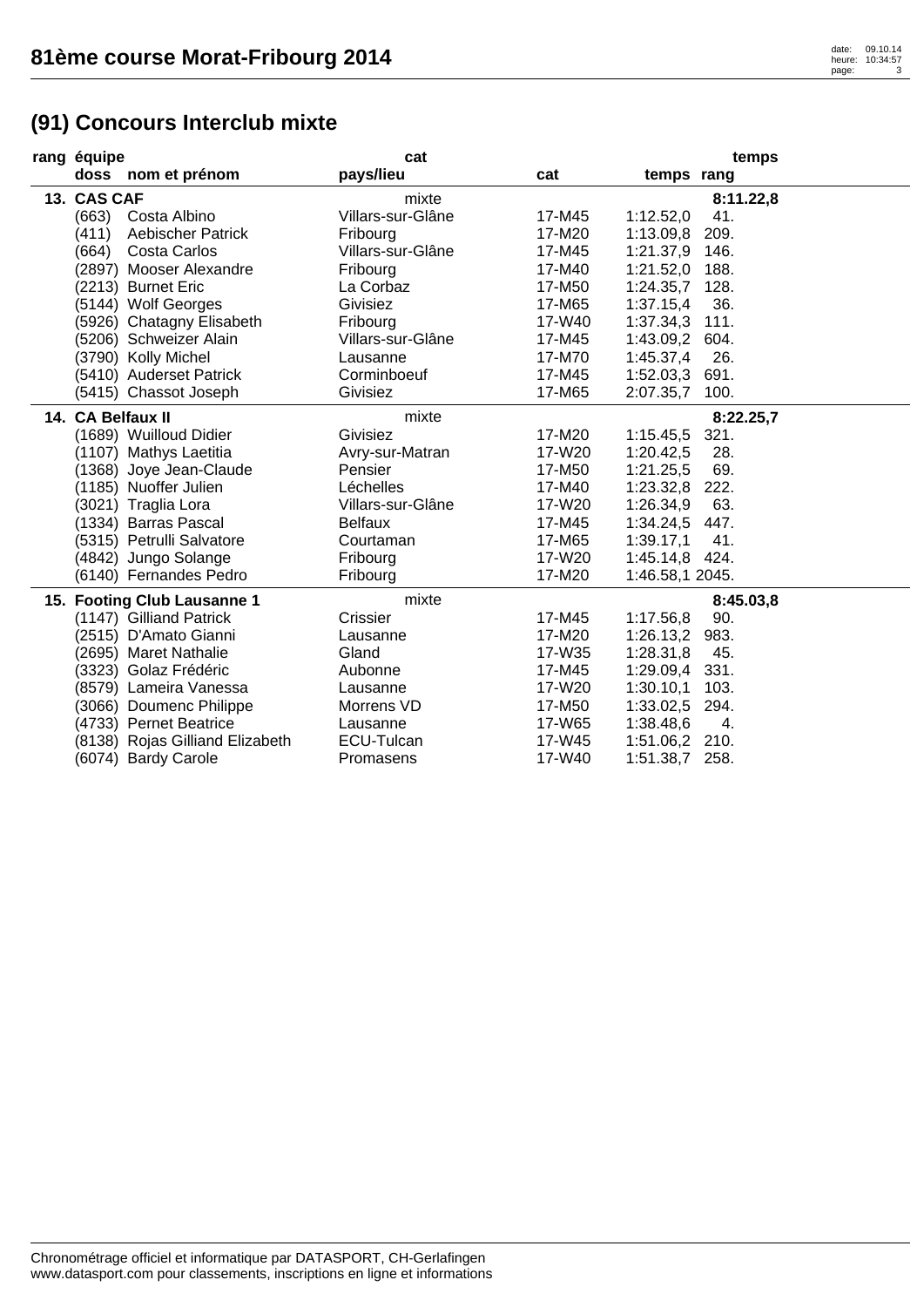## (91) Concours Interclub mixte

| rang | équipe / doss | nom et prénom | cat / pays/lieu | cat | temps | rang | temps |
|---|---|---|---|---|---|---|---|
| 13. | CAS CAF | | mixte | | | | 8:11.22,8 |
| | (663) | Costa Albino | Villars-sur-Glâne | 17-M45 | 1:12.52,0 | 41. | |
| | (411) | Aebischer Patrick | Fribourg | 17-M20 | 1:13.09,8 | 209. | |
| | (664) | Costa Carlos | Villars-sur-Glâne | 17-M45 | 1:21.37,9 | 146. | |
| | (2897) | Mooser Alexandre | Fribourg | 17-M40 | 1:21.52,0 | 188. | |
| | (2213) | Burnet Eric | La Corbaz | 17-M50 | 1:24.35,7 | 128. | |
| | (5144) | Wolf Georges | Givisiez | 17-M65 | 1:37.15,4 | 36. | |
| | (5926) | Chatagny Elisabeth | Fribourg | 17-W40 | 1:37.34,3 | 111. | |
| | (5206) | Schweizer Alain | Villars-sur-Glâne | 17-M45 | 1:43.09,2 | 604. | |
| | (3790) | Kolly Michel | Lausanne | 17-M70 | 1:45.37,4 | 26. | |
| | (5410) | Auderset Patrick | Corminboeuf | 17-M45 | 1:52.03,3 | 691. | |
| | (5415) | Chassot Joseph | Givisiez | 17-M65 | 2:07.35,7 | 100. | |
| 14. | CA Belfaux II | | mixte | | | | 8:22.25,7 |
| | (1689) | Wuilloud Didier | Givisiez | 17-M20 | 1:15.45,5 | 321. | |
| | (1107) | Mathys Laetitia | Avry-sur-Matran | 17-W20 | 1:20.42,5 | 28. | |
| | (1368) | Joye Jean-Claude | Pensier | 17-M50 | 1:21.25,5 | 69. | |
| | (1185) | Nuoffer Julien | Léchelles | 17-M40 | 1:23.32,8 | 222. | |
| | (3021) | Traglia Lora | Villars-sur-Glâne | 17-W20 | 1:26.34,9 | 63. | |
| | (1334) | Barras Pascal | Belfaux | 17-M45 | 1:34.24,5 | 447. | |
| | (5315) | Petrulli Salvatore | Courtaman | 17-M65 | 1:39.17,1 | 41. | |
| | (4842) | Jungo Solange | Fribourg | 17-W20 | 1:45.14,8 | 424. | |
| | (6140) | Fernandes Pedro | Fribourg | 17-M20 | 1:46.58,1 | 2045. | |
| 15. | Footing Club Lausanne 1 | | mixte | | | | 8:45.03,8 |
| | (1147) | Gilliand Patrick | Crissier | 17-M45 | 1:17.56,8 | 90. | |
| | (2515) | D'Amato Gianni | Lausanne | 17-M20 | 1:26.13,2 | 983. | |
| | (2695) | Maret Nathalie | Gland | 17-W35 | 1:28.31,8 | 45. | |
| | (3323) | Golaz Frédéric | Aubonne | 17-M45 | 1:29.09,4 | 331. | |
| | (8579) | Lameira Vanessa | Lausanne | 17-W20 | 1:30.10,1 | 103. | |
| | (3066) | Doumenc Philippe | Morrens VD | 17-M50 | 1:33.02,5 | 294. | |
| | (4733) | Pernet Beatrice | Lausanne | 17-W65 | 1:38.48,6 | 4. | |
| | (8138) | Rojas Gilliand Elizabeth | ECU-Tulcan | 17-W45 | 1:51.06,2 | 210. | |
| | (6074) | Bardy Carole | Promasens | 17-W40 | 1:51.38,7 | 258. | |

Chronométrage officiel et informatique par DATASPORT, CH-Gerlafingen
www.datasport.com pour classements, inscriptions en ligne et informations